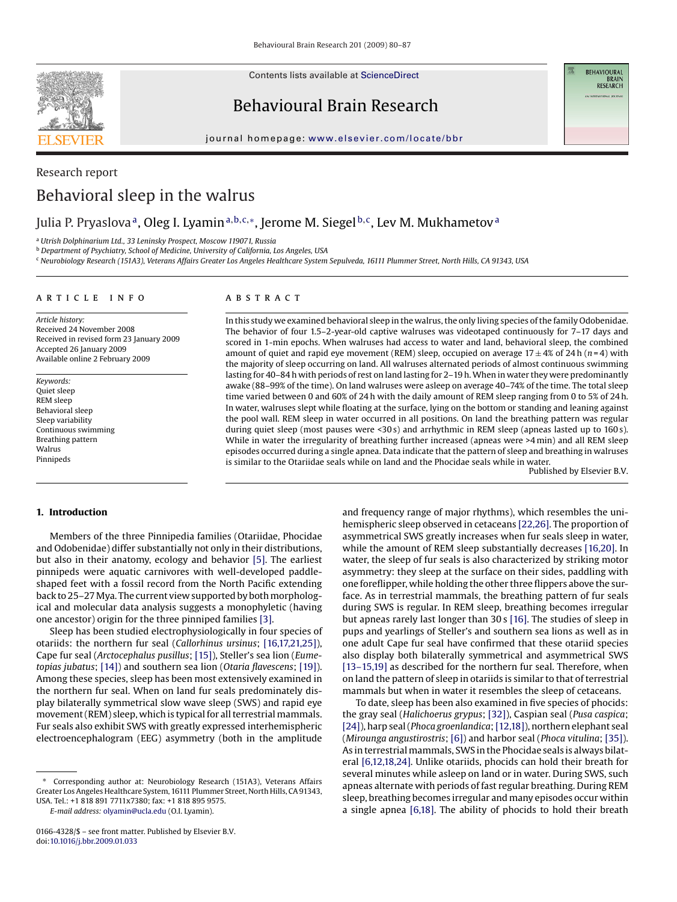Research report

# Behavioral sleep in the walrus

Julia P. Pryaslova[a], Oleg I. Lyamin[a,b,c,*], Jerome M. Siegel[b,c], Lev M. Mukhametov[a]

[a] Utrish Dolphinarium Ltd., 33 Leninsky Prospect, Moscow 119071, Russia
[b] Department of Psychiatry, School of Medicine, University of California, Los Angeles, USA
[c] Neurobiology Research (151A3), Veterans Affairs Greater Los Angeles Healthcare System Sepulveda, 16111 Plummer Street, North Hills, CA 91343, USA

## ARTICLE INFO

*Article history:*
Received 24 November 2008
Received in revised form 23 January 2009
Accepted 26 January 2009
Available online 2 February 2009

*Keywords:*
Quiet sleep
REM sleep
Behavioral sleep
Sleep variability
Continuous swimming
Breathing pattern
Walrus
Pinnipeds

## ABSTRACT

In this study we examined behavioral sleep in the walrus, the only living species of the family Odobenidae. The behavior of four 1.5–2-year-old captive walruses was videotaped continuously for 7–17 days and scored in 1-min epochs. When walruses had access to water and land, behavioral sleep, the combined amount of quiet and rapid eye movement (REM) sleep, occupied on average 17 ± 4% of 24 h ($n = 4$) with the majority of sleep occurring on land. All walruses alternated periods of almost continuous swimming lasting for 40–84 h with periods of rest on land lasting for 2–19 h. When in water they were predominantly awake (88–99% of the time). On land walruses were asleep on average 40–74% of the time. The total sleep time varied between 0 and 60% of 24 h with the daily amount of REM sleep ranging from 0 to 5% of 24 h. In water, walruses slept while floating at the surface, lying on the bottom or standing and leaning against the pool wall. REM sleep in water occurred in all positions. On land the breathing pattern was regular during quiet sleep (most pauses were <30 s) and arrhythmic in REM sleep (apneas lasted up to 160 s). While in water the irregularity of breathing further increased (apneas were >4 min) and all REM sleep episodes occurred during a single apnea. Data indicate that the pattern of sleep and breathing in walruses is similar to the Otariidae seals while on land and the Phocidae seals while in water.

Published by Elsevier B.V.

## 1. Introduction

Members of the three Pinnipedia families (Otariidae, Phocidae and Odobenidae) differ substantially not only in their distributions, but also in their anatomy, ecology and behavior [5]. The earliest pinnipeds were aquatic carnivores with well-developed paddle-shaped feet with a fossil record from the North Pacific extending back to 25–27 Mya. The current view supported by both morphological and molecular data analysis suggests a monophyletic (having one ancestor) origin for the three pinniped families [3].

Sleep has been studied electrophysiologically in four species of otariids: the northern fur seal (*Callorhinus ursinus*; [16,17,21,25]), Cape fur seal (*Arctocephalus pusillus*; [15]), Steller's sea lion (*Eumetopias jubatus*; [14]) and southern sea lion (*Otaria flavescens*; [19]). Among these species, sleep has been most extensively examined in the northern fur seal. When on land fur seals predominately display bilaterally symmetrical slow wave sleep (SWS) and rapid eye movement (REM) sleep, which is typical for all terrestrial mammals. Fur seals also exhibit SWS with greatly expressed interhemispheric electroencephalogram (EEG) asymmetry (both in the amplitude and frequency range of major rhythms), which resembles the unihemispheric sleep observed in cetaceans [22,26]. The proportion of asymmetrical SWS greatly increases when fur seals sleep in water, while the amount of REM sleep substantially decreases [16,20]. In water, the sleep of fur seals is also characterized by striking motor asymmetry: they sleep at the surface on their sides, paddling with one foreflipper, while holding the other three flippers above the surface. As in terrestrial mammals, the breathing pattern of fur seals during SWS is regular. In REM sleep, breathing becomes irregular but apneas rarely last longer than 30 s [16]. The studies of sleep in pups and yearlings of Steller's and southern sea lions as well as in one adult Cape fur seal have confirmed that these otariid species also display both bilaterally symmetrical and asymmetrical SWS [13–15,19] as described for the northern fur seal. Therefore, when on land the pattern of sleep in otariids is similar to that of terrestrial mammals but when in water it resembles the sleep of cetaceans.

To date, sleep has been also examined in five species of phocids: the gray seal (*Halichoerus grypus*; [32]), Caspian seal (*Pusa caspica*; [24]), harp seal (*Phoca groenlandica*; [12,18]), northern elephant seal (*Mirounga angustirostris*; [6]) and harbor seal (*Phoca vitulina*; [35]). As in terrestrial mammals, SWS in the Phocidae seals is always bilateral [6,12,18,24]. Unlike otariids, phocids can hold their breath for several minutes while asleep on land or in water. During SWS, such apneas alternate with periods of fast regular breathing. During REM sleep, breathing becomes irregular and many episodes occur within a single apnea [6,18]. The ability of phocids to hold their breath

---

* Corresponding author at: Neurobiology Research (151A3), Veterans Affairs Greater Los Angeles Healthcare System, 16111 Plummer Street, North Hills, CA 91343, USA. Tel.: +1 818 891 7711x7380; fax: +1 818 895 9575.
*E-mail address:* olyamin@ucla.edu (O.I. Lyamin).

0166-4328/$ – see front matter. Published by Elsevier B.V.
doi:10.1016/j.bbr.2009.01.033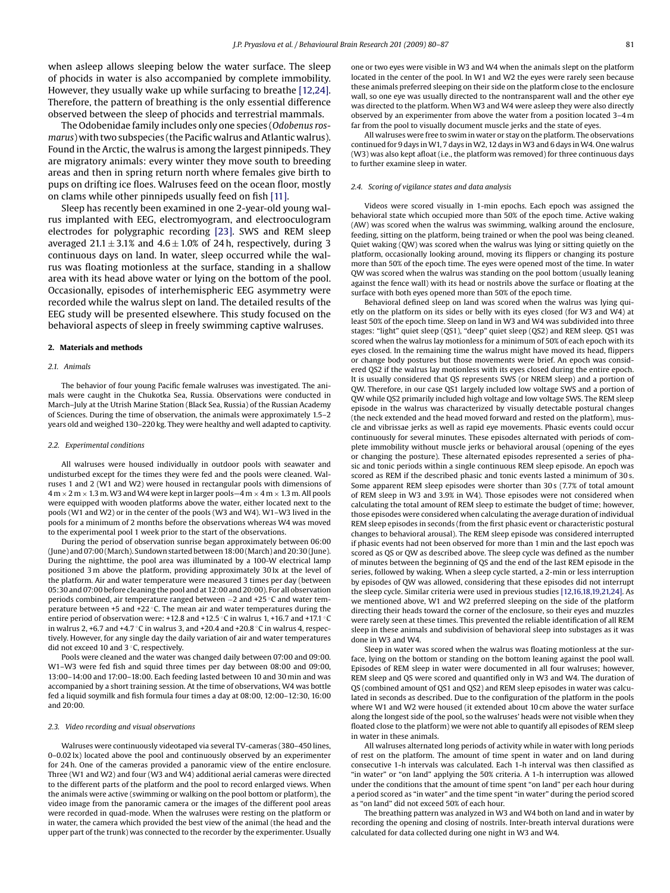when asleep allows sleeping below the water surface. The sleep of phocids in water is also accompanied by complete immobility. However, they usually wake up while surfacing to breathe [12,24]. Therefore, the pattern of breathing is the only essential difference observed between the sleep of phocids and terrestrial mammals.

The Odobenidae family includes only one species (*Odobenus rosmarus*) with two subspecies (the Pacific walrus and Atlantic walrus). Found in the Arctic, the walrus is among the largest pinnipeds. They are migratory animals: every winter they move south to breeding areas and then in spring return north where females give birth to pups on drifting ice floes. Walruses feed on the ocean floor, mostly on clams while other pinnipeds usually feed on fish [11].

Sleep has recently been examined in one 2-year-old young walrus implanted with EEG, electromyogram, and electrooculogram electrodes for polygraphic recording [23]. SWS and REM sleep averaged $21.1 \pm 3.1\%$ and $4.6 \pm 1.0\%$ of 24 h, respectively, during 3 continuous days on land. In water, sleep occurred while the walrus was floating motionless at the surface, standing in a shallow area with its head above water or lying on the bottom of the pool. Occasionally, episodes of interhemispheric EEG asymmetry were recorded while the walrus slept on land. The detailed results of the EEG study will be presented elsewhere. This study focused on the behavioral aspects of sleep in freely swimming captive walruses.

## 2. Materials and methods

### 2.1. Animals

The behavior of four young Pacific female walruses was investigated. The animals were caught in the Chukotka Sea, Russia. Observations were conducted in March–July at the Utrish Marine Station (Black Sea, Russia) of the Russian Academy of Sciences. During the time of observation, the animals were approximately 1.5–2 years old and weighed 130–220 kg. They were healthy and well adapted to captivity.

### 2.2. Experimental conditions

All walruses were housed individually in outdoor pools with seawater and undisturbed except for the times they were fed and the pools were cleaned. Walruses 1 and 2 (W1 and W2) were housed in rectangular pools with dimensions of 4 m × 2 m × 1.3 m. W3 and W4 were kept in larger pools—4 m × 4 m × 1.3 m. All pools were equipped with wooden platforms above the water, either located next to the pools (W1 and W2) or in the center of the pools (W3 and W4). W1–W3 lived in the pools for a minimum of 2 months before the observations whereas W4 was moved to the experimental pool 1 week prior to the start of the observations.

During the period of observation sunrise began approximately between 06:00 (June) and 07:00 (March). Sundown started between 18:00 (March) and 20:30 (June). During the nighttime, the pool area was illuminated by a 100-W electrical lamp positioned 3 m above the platform, providing approximately 30 lx at the level of the platform. Air and water temperature were measured 3 times per day (between 05:30 and 07:00 before cleaning the pool and at 12:00 and 20:00). For all observation periods combined, air temperature ranged between −2 and +25 °C and water temperature between +5 and +22 °C. The mean air and water temperatures during the entire period of observation were: +12.8 and +12.5 °C in walrus 1, +16.7 and +17.1 °C in walrus 2, +6.7 and +4.7 °C in walrus 3, and +20.4 and +20.8 °C in walrus 4, respectively. However, for any single day the daily variation of air and water temperatures did not exceed 10 and 3 °C, respectively.

Pools were cleaned and the water was changed daily between 07:00 and 09:00. W1–W3 were fed fish and squid three times per day between 08:00 and 09:00, 13:00–14:00 and 17:00–18:00. Each feeding lasted between 10 and 30 min and was accompanied by a short training session. At the time of observations, W4 was bottle fed a liquid soymilk and fish formula four times a day at 08:00, 12:00–12:30, 16:00 and 20:00.

### 2.3. Video recording and visual observations

Walruses were continuously videotaped via several TV-cameras (380–450 lines, 0–0.02 lx) located above the pool and continuously observed by an experimenter for 24 h. One of the cameras provided a panoramic view of the entire enclosure. Three (W1 and W2) and four (W3 and W4) additional aerial cameras were directed to the different parts of the platform and the pool to record enlarged views. When the animals were active (swimming or walking on the pool bottom or platform), the video image from the panoramic camera or the images of the different pool areas were recorded in quad-mode. When the walruses were resting on the platform or in water, the camera which provided the best view of the animal (the head and the upper part of the trunk) was connected to the recorder by the experimenter. Usually one or two eyes were visible in W3 and W4 when the animals slept on the platform located in the center of the pool. In W1 and W2 the eyes were rarely seen because these animals preferred sleeping on their side on the platform close to the enclosure wall, so one eye was usually directed to the nontransparent wall and the other eye was directed to the platform. When W3 and W4 were asleep they were also directly observed by an experimenter from above the water from a position located 3–4 m far from the pool to visually document muscle jerks and the state of eyes.

All walruses were free to swim in water or stay on the platform. The observations continued for 9 days in W1, 7 days in W2, 12 days in W3 and 6 days in W4. One walrus (W3) was also kept afloat (i.e., the platform was removed) for three continuous days to further examine sleep in water.

### 2.4. Scoring of vigilance states and data analysis

Videos were scored visually in 1-min epochs. Each epoch was assigned the behavioral state which occupied more than 50% of the epoch time. Active waking (AW) was scored when the walrus was swimming, walking around the enclosure, feeding, sitting on the platform, being trained or when the pool was being cleaned. Quiet waking (QW) was scored when the walrus was lying or sitting quietly on the platform, occasionally looking around, moving its flippers or changing its posture more than 50% of the epoch time. The eyes were opened most of the time. In water QW was scored when the walrus was standing on the pool bottom (usually leaning against the fence wall) with its head or nostrils above the surface or floating at the surface with both eyes opened more than 50% of the epoch time.

Behavioral defined sleep on land was scored when the walrus was lying quietly on the platform on its sides or belly with its eyes closed (for W3 and W4) at least 50% of the epoch time. Sleep on land in W3 and W4 was subdivided into three stages: "light" quiet sleep (QS1), "deep" quiet sleep (QS2) and REM sleep. QS1 was scored when the walrus lay motionless for a minimum of 50% of each epoch with its eyes closed. In the remaining time the walrus might have moved its head, flippers or change body postures but those movements were brief. An epoch was considered QS2 if the walrus lay motionless with its eyes closed during the entire epoch. It is usually considered that QS represents SWS (or NREM sleep) and a portion of QW. Therefore, in our case QS1 largely included low voltage SWS and a portion of QW while QS2 primarily included high voltage and low voltage SWS. The REM sleep episode in the walrus was characterized by visually detectable postural changes (the neck extended and the head moved forward and rested on the platform), muscle and vibrissae jerks as well as rapid eye movements. Phasic events could occur continuously for several minutes. These episodes alternated with periods of complete immobility without muscle jerks or behavioral arousal (opening of the eyes or changing the posture). These alternated episodes represented a series of phasic and tonic periods within a single continuous REM sleep episode. An epoch was scored as REM if the described phasic and tonic events lasted a minimum of 30 s. Some apparent REM sleep episodes were shorter than 30 s (7.7% of total amount of REM sleep in W3 and 3.9% in W4). Those episodes were not considered when calculating the total amount of REM sleep to estimate the budget of time; however, those episodes were considered when calculating the average duration of individual REM sleep episodes in seconds (from the first phasic event or characteristic postural changes to behavioral arousal). The REM sleep episode was considered interrupted if phasic events had not been observed for more than 1 min and the last epoch was scored as QS or QW as described above. The sleep cycle was defined as the number of minutes between the beginning of QS and the end of the last REM episode in the series, followed by waking. When a sleep cycle started, a 2-min or less interruption by episodes of QW was allowed, considering that these episodes did not interrupt the sleep cycle. Similar criteria were used in previous studies [12,16,18,19,21,24]. As we mentioned above, W1 and W2 preferred sleeping on the side of the platform directing their heads toward the corner of the enclosure, so their eyes and muzzles were rarely seen at these times. This prevented the reliable identification of all REM sleep in these animals and subdivision of behavioral sleep into substages as it was done in W3 and W4.

Sleep in water was scored when the walrus was floating motionless at the surface, lying on the bottom or standing on the bottom leaning against the pool wall. Episodes of REM sleep in water were documented in all four walruses; however, REM sleep and QS were scored and quantified only in W3 and W4. The duration of QS (combined amount of QS1 and QS2) and REM sleep episodes in water was calculated in seconds as described. Due to the configuration of the platform in the pools where W1 and W2 were housed (it extended about 10 cm above the water surface along the longest side of the pool, so the walruses' heads were not visible when they floated close to the platform) we were not able to quantify all episodes of REM sleep in water in these animals.

All walruses alternated long periods of activity while in water with long periods of rest on the platform. The amount of time spent in water and on land during consecutive 1-h intervals was calculated. Each 1-h interval was then classified as "in water" or "on land" applying the 50% criteria. A 1-h interruption was allowed under the conditions that the amount of time spent "on land" per each hour during a period scored as "in water" and the time spent "in water" during the period scored as "on land" did not exceed 50% of each hour.

The breathing pattern was analyzed in W3 and W4 both on land and in water by recording the opening and closing of nostrils. Inter-breath interval durations were calculated for data collected during one night in W3 and W4.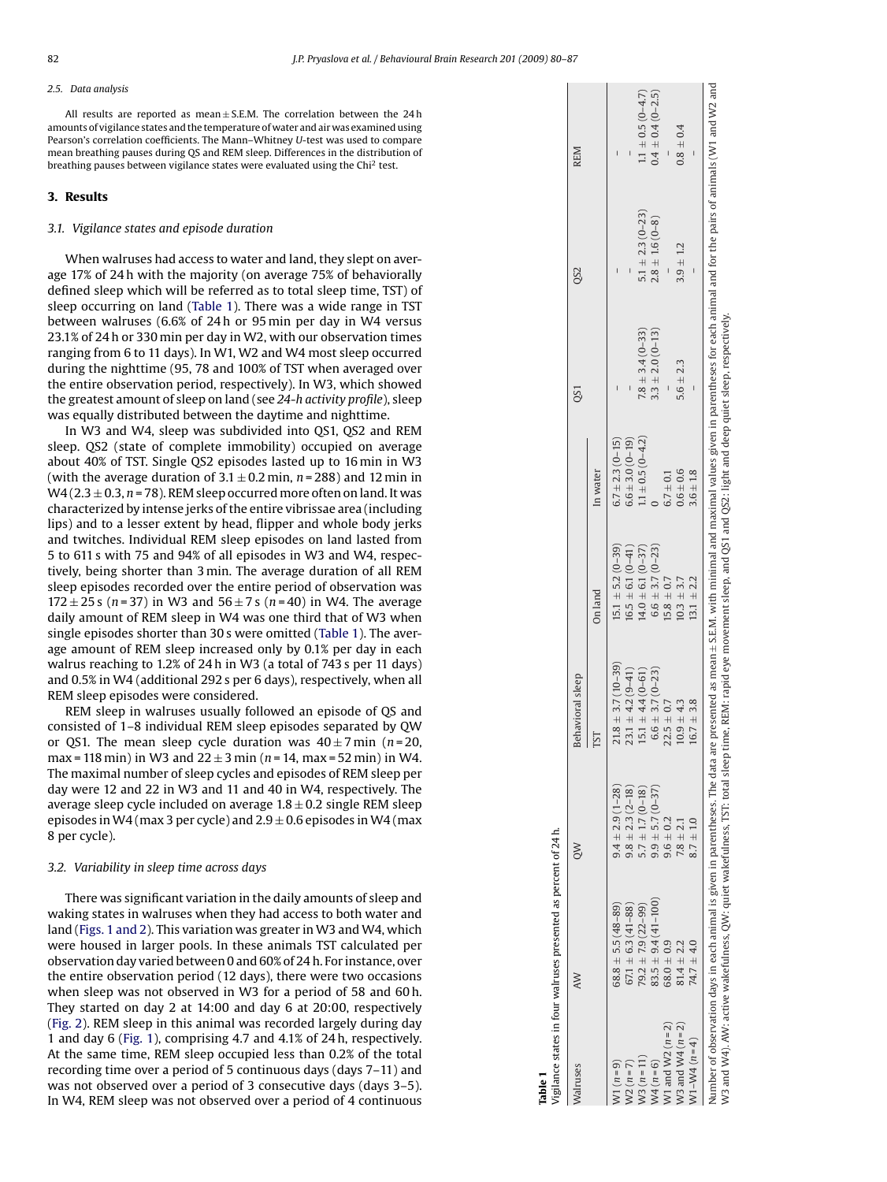### 2.5. Data analysis

All results are reported as mean ± S.E.M. The correlation between the 24 h amounts of vigilance states and the temperature of water and air was examined using Pearson's correlation coefficients. The Mann–Whitney *U*-test was used to compare mean breathing pauses during QS and REM sleep. Differences in the distribution of breathing pauses between vigilance states were evaluated using the Chi[2] test.

## 3. Results

### 3.1. Vigilance states and episode duration

When walruses had access to water and land, they slept on average 17% of 24 h with the majority (on average 75% of behaviorally defined sleep which will be referred as to total sleep time, TST) of sleep occurring on land (Table 1). There was a wide range in TST between walruses (6.6% of 24 h or 95 min per day in W4 versus 23.1% of 24 h or 330 min per day in W2, with our observation times ranging from 6 to 11 days). In W1, W2 and W4 most sleep occurred during the nighttime (95, 78 and 100% of TST when averaged over the entire observation period, respectively). In W3, which showed the greatest amount of sleep on land (see *24-h activity profile*), sleep was equally distributed between the daytime and nighttime.

In W3 and W4, sleep was subdivided into QS1, QS2 and REM sleep. QS2 (state of complete immobility) occupied on average about 40% of TST. Single QS2 episodes lasted up to 16 min in W3 (with the average duration of 3.1 ± 0.2 min, *n* = 288) and 12 min in W4 (2.3 ± 0.3, *n* = 78). REM sleep occurred more often on land. It was characterized by intense jerks of the entire vibrissae area (including lips) and to a lesser extent by head, flipper and whole body jerks and twitches. Individual REM sleep episodes on land lasted from 5 to 611 s with 75 and 94% of all episodes in W3 and W4, respectively, being shorter than 3 min. The average duration of all REM sleep episodes recorded over the entire period of observation was 172 ± 25 s (*n* = 37) in W3 and 56 ± 7 s (*n* = 40) in W4. The average daily amount of REM sleep in W4 was one third that of W3 when single episodes shorter than 30 s were omitted (Table 1). The average amount of REM sleep increased only by 0.1% per day in each walrus reaching to 1.2% of 24 h in W3 (a total of 743 s per 11 days) and 0.5% in W4 (additional 292 s per 6 days), respectively, when all REM sleep episodes were considered.

REM sleep in walruses usually followed an episode of QS and consisted of 1–8 individual REM sleep episodes separated by QW or QS1. The mean sleep cycle duration was 40 ± 7 min (*n* = 20, max = 118 min) in W3 and 22 ± 3 min (*n* = 14, max = 52 min) in W4. The maximal number of sleep cycles and episodes of REM sleep per day were 12 and 22 in W3 and 11 and 40 in W4, respectively. The average sleep cycle included on average 1.8 ± 0.2 single REM sleep episodes in W4 (max 3 per cycle) and 2.9 ± 0.6 episodes in W4 (max 8 per cycle).

### 3.2. Variability in sleep time across days

There was significant variation in the daily amounts of sleep and waking states in walruses when they had access to both water and land (Figs. 1 and 2). This variation was greater in W3 and W4, which were housed in larger pools. In these animals TST calculated per observation day varied between 0 and 60% of 24 h. For instance, over the entire observation period (12 days), there were two occasions when sleep was not observed in W3 for a period of 58 and 60 h. They started on day 2 at 14:00 and day 6 at 20:00, respectively (Fig. 2). REM sleep in this animal was recorded largely during day 1 and day 6 (Fig. 1), comprising 4.7 and 4.1% of 24 h, respectively. At the same time, REM sleep occupied less than 0.2% of the total recording time over a period of 5 continuous days (days 7–11) and was not observed over a period of 3 consecutive days (days 3–5). In W4, REM sleep was not observed over a period of 4 continuous

**Table 1**
Vigilance states in four walruses presented as percent of 24 h.

| Walruses | AW | QW | Behavioral sleep | | | QS1 | QS2 | REM |
|---|---|---|---|---|---|---|---|---|
| | | | TST | On land | In water | | | |
| W1 (*n* = 9) | 68.8 ± 5.5 (48–89) | 9.4 ± 2.9 (1–28) | 21.8 ± 3.7 (10–39) | 15.1 ± 5.2 (0–39) | 6.7 ± 2.3 (0–15) | – | – | – |
| W2 (*n* = 7) | 67.1 ± 6.3 (41–88) | 9.8 ± 2.3 (2–18) | 23.1 ± 4.2 (9–41) | 16.5 ± 6.1 (0–41) | 6.6 ± 3.0 (0–19) | – | – | – |
| W3 (*n* = 11) | 79.2 ± 7.9 (22–99) | 5.7 ± 1.7 (0–18) | 15.1 ± 4.4 (0–61) | 14.0 ± 6.1 (0–37) | 1.1 ± 0.5 (0–4.2) | 7.8 ± 3.4 (0–33) | 5.1 ± 2.3 (0–23) | 1.1 ± 0.5 (0–4.7) |
| W4 (*n* = 6) | 83.5 ± 9.4 (41–100) | 9.9 ± 5.7 (0–37) | 6.6 ± 3.7 (0–23) | 6.6 ± 3.7 (0–23) | 0 | 3.3 ± 2.0 (0–13) | 2.8 ± 1.6 (0–8) | 0.4 ± 0.4 (0–2.5) |
| W1 and W2 (*n* = 2) | 68.0 ± 0.9 | 9.6 ± 0.2 | 22.5 ± 0.7 | 15.8 ± 0.7 | 6.7 ± 0.1 | – | – | – |
| W3 and W4 (*n* = 2) | 81.4 ± 2.2 | 7.8 ± 2.1 | 10.9 ± 4.3 | 10.3 ± 3.7 | 0.6 ± 0.6 | 5.6 ± 2.3 | 3.9 ± 1.2 | 0.8 ± 0.4 |
| W1–W4 (*n* = 4) | 74.7 ± 4.0 | 8.7 ± 1.0 | 16.7 ± 3.8 | 13.1 ± 2.2 | 3.6 ± 1.8 | – | – | – |

Number of observation days in each animal is given in parentheses. The data are presented as mean ± S.E.M. with minimal and maximal values given in parentheses for each animal and for the pairs of animals (W1 and W2 and W3 and W4). AW: active wakefulness, QW: quiet wakefulness, TST: total sleep time, REM: rapid eye movement sleep, and QS1 and QS2: light and deep quiet sleep, respectively.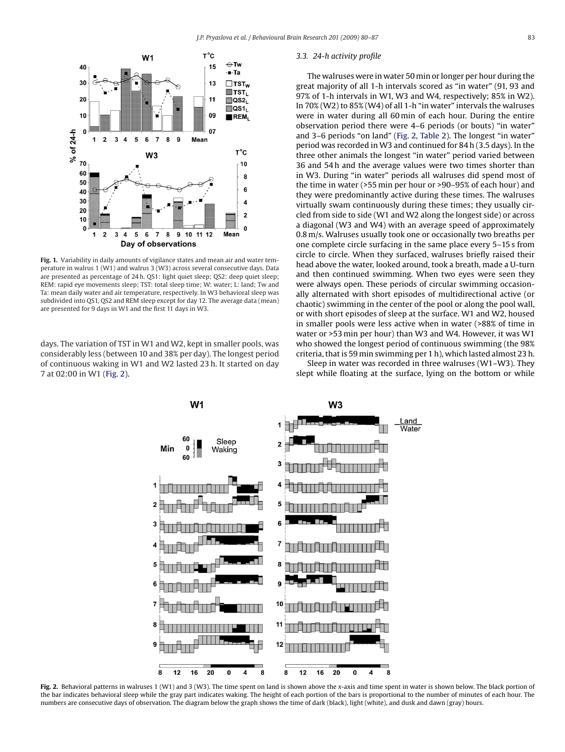Fig. 1. Variability in daily amounts of vigilance states and mean air and water temperature in walrus 1 (W1) and walrus 3 (W3) across several consecutive days. Data are presented as percentage of 24 h. QS1: light quiet sleep; QS2: deep quiet sleep; REM: rapid eye movements sleep; TST: total sleep time; W: water; L: land; Tw and Ta: mean daily water and air temperature, respectively. In W3 behavioral sleep was subdivided into QS1, QS2 and REM sleep except for day 12. The average data (mean) are presented for 9 days in W1 and the first 11 days in W3.

days. The variation of TST in W1 and W2, kept in smaller pools, was considerably less (between 10 and 38% per day). The longest period of continuous waking in W1 and W2 lasted 23 h. It started on day 7 at 02:00 in W1 (Fig. 2).

### 3.3. 24-h activity profile

The walruses were in water 50 min or longer per hour during the great majority of all 1-h intervals scored as "in water" (91, 93 and 97% of 1-h intervals in W1, W3 and W4, respectively; 85% in W2). In 70% (W2) to 85% (W4) of all 1-h "in water" intervals the walruses were in water during all 60 min of each hour. During the entire observation period there were 4–6 periods (or bouts) "in water" and 3–6 periods "on land" (Fig. 2, Table 2). The longest "in water" period was recorded in W3 and continued for 84 h (3.5 days). In the three other animals the longest "in water" period varied between 36 and 54 h and the average values were two times shorter than in W3. During "in water" periods all walruses did spend most of the time in water (>55 min per hour or >90–95% of each hour) and they were predominantly active during these times. The walruses virtually swam continuously during these times; they usually circled from side to side (W1 and W2 along the longest side) or across a diagonal (W3 and W4) with an average speed of approximately 0.8 m/s. Walruses usually took one or occasionally two breaths per one complete circle surfacing in the same place every 5–15 s from circle to circle. When they surfaced, walruses briefly raised their head above the water, looked around, took a breath, made a U-turn and then continued swimming. When two eyes were seen they were always open. These periods of circular swimming occasionally alternated with short episodes of multidirectional active (or chaotic) swimming in the center of the pool or along the pool wall, or with short episodes of sleep at the surface. W1 and W2, housed in smaller pools were less active when in water (>88% of time in water or >53 min per hour) than W3 and W4. However, it was W1 who showed the longest period of continuous swimming (the 98% criteria, that is 59 min swimming per 1 h), which lasted almost 23 h.

Sleep in water was recorded in three walruses (W1–W3). They slept while floating at the surface, lying on the bottom or while

Fig. 2. Behavioral patterns in walruses 1 (W1) and 3 (W3). The time spent on land is shown above the x-axis and time spent in water is shown below. The black portion of the bar indicates behavioral sleep while the gray part indicates waking. The height of each portion of the bars is proportional to the number of minutes of each hour. The numbers are consecutive days of observation. The diagram below the graph shows the time of dark (black), light (white), and dusk and dawn (gray) hours.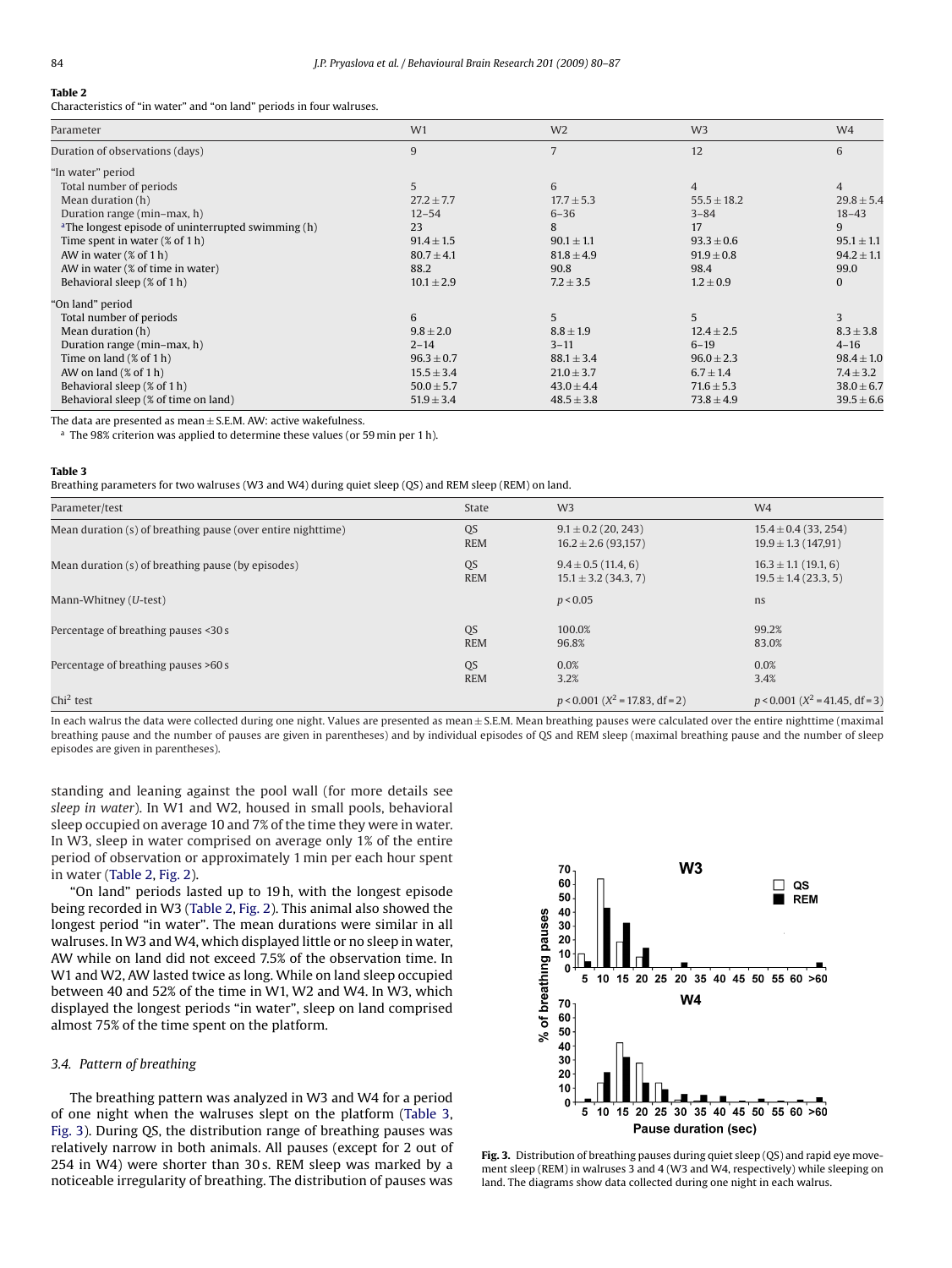**Table 2**
Characteristics of "in water" and "on land" periods in four walruses.

| Parameter | W1 | W2 | W3 | W4 |
|---|---|---|---|---|
| Duration of observations (days) | 9 | 7 | 12 | 6 |
| "In water" period | | | | |
| Total number of periods | 5 | 6 | 4 | 4 |
| Mean duration (h) | 27.2 ± 7.7 | 17.7 ± 5.3 | 55.5 ± 18.2 | 29.8 ± 5.4 |
| Duration range (min–max, h) | 12–54 | 6–36 | 3–84 | 18–43 |
| [a]The longest episode of uninterrupted swimming (h) | 23 | 8 | 17 | 9 |
| Time spent in water (% of 1 h) | 91.4 ± 1.5 | 90.1 ± 1.1 | 93.3 ± 0.6 | 95.1 ± 1.1 |
| AW in water (% of 1 h) | 80.7 ± 4.1 | 81.8 ± 4.9 | 91.9 ± 0.8 | 94.2 ± 1.1 |
| AW in water (% of time in water) | 88.2 | 90.8 | 98.4 | 99.0 |
| Behavioral sleep (% of 1 h) | 10.1 ± 2.9 | 7.2 ± 3.5 | 1.2 ± 0.9 | 0 |
| "On land" period | | | | |
| Total number of periods | 6 | 5 | 5 | 3 |
| Mean duration (h) | 9.8 ± 2.0 | 8.8 ± 1.9 | 12.4 ± 2.5 | 8.3 ± 3.8 |
| Duration range (min–max, h) | 2–14 | 3–11 | 6–19 | 4–16 |
| Time on land (% of 1 h) | 96.3 ± 0.7 | 88.1 ± 3.4 | 96.0 ± 2.3 | 98.4 ± 1.0 |
| AW on land (% of 1 h) | 15.5 ± 3.4 | 21.0 ± 3.7 | 6.7 ± 1.4 | 7.4 ± 3.2 |
| Behavioral sleep (% of 1 h) | 50.0 ± 5.7 | 43.0 ± 4.4 | 71.6 ± 5.3 | 38.0 ± 6.7 |
| Behavioral sleep (% of time on land) | 51.9 ± 3.4 | 48.5 ± 3.8 | 73.8 ± 4.9 | 39.5 ± 6.6 |

The data are presented as mean ± S.E.M. AW: active wakefulness.
[a] The 98% criterion was applied to determine these values (or 59 min per 1 h).

**Table 3**
Breathing parameters for two walruses (W3 and W4) during quiet sleep (QS) and REM sleep (REM) on land.

| Parameter/test | State | W3 | W4 |
|---|---|---|---|
| Mean duration (s) of breathing pause (over entire nighttime) | QS | 9.1 ± 0.2 (20, 243) | 15.4 ± 0.4 (33, 254) |
| | REM | 16.2 ± 2.6 (93,157) | 19.9 ± 1.3 (147,91) |
| Mean duration (s) of breathing pause (by episodes) | QS | 9.4 ± 0.5 (11.4, 6) | 16.3 ± 1.1 (19.1, 6) |
| | REM | 15.1 ± 3.2 (34.3, 7) | 19.5 ± 1.4 (23.3, 5) |
| Mann-Whitney (*U*-test) | | $p < 0.05$ | ns |
| Percentage of breathing pauses <30 s | QS | 100.0% | 99.2% |
| | REM | 96.8% | 83.0% |
| Percentage of breathing pauses >60 s | QS | 0.0% | 0.0% |
| | REM | 3.2% | 3.4% |
| Chi[2] test | | $p < 0.001$ ($X^2 = 17.83$, df = 2) | $p < 0.001$ ($X^2 = 41.45$, df = 3) |

In each walrus the data were collected during one night. Values are presented as mean ± S.E.M. Mean breathing pauses were calculated over the entire nighttime (maximal breathing pause and the number of pauses are given in parentheses) and by individual episodes of QS and REM sleep (maximal breathing pause and the number of sleep episodes are given in parentheses).

standing and leaning against the pool wall (for more details see *sleep in water*). In W1 and W2, housed in small pools, behavioral sleep occupied on average 10 and 7% of the time they were in water. In W3, sleep in water comprised on average only 1% of the entire period of observation or approximately 1 min per each hour spent in water (Table 2, Fig. 2).

"On land" periods lasted up to 19 h, with the longest episode being recorded in W3 (Table 2, Fig. 2). This animal also showed the longest period "in water". The mean durations were similar in all walruses. In W3 and W4, which displayed little or no sleep in water, AW while on land did not exceed 7.5% of the observation time. In W1 and W2, AW lasted twice as long. While on land sleep occupied between 40 and 52% of the time in W1, W2 and W4. In W3, which displayed the longest periods "in water", sleep on land comprised almost 75% of the time spent on the platform.

### 3.4. Pattern of breathing

The breathing pattern was analyzed in W3 and W4 for a period of one night when the walruses slept on the platform (Table 3, Fig. 3). During QS, the distribution range of breathing pauses was relatively narrow in both animals. All pauses (except for 2 out of 254 in W4) were shorter than 30 s. REM sleep was marked by a noticeable irregularity of breathing. The distribution of pauses was

**Fig. 3.** Distribution of breathing pauses during quiet sleep (QS) and rapid eye movement sleep (REM) in walruses 3 and 4 (W3 and W4, respectively) while sleeping on land. The diagrams show data collected during one night in each walrus.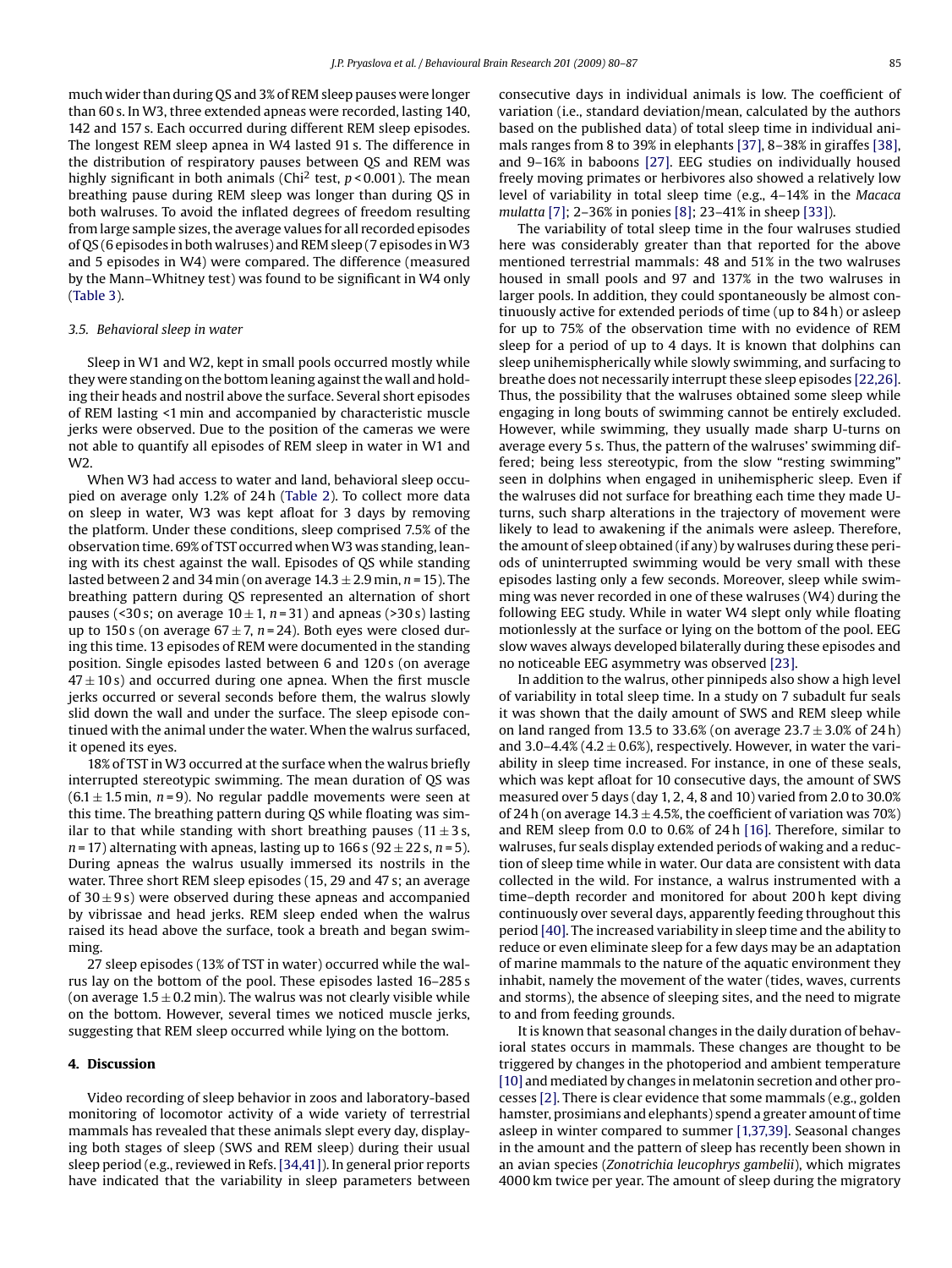much wider than during QS and 3% of REM sleep pauses were longer than 60 s. In W3, three extended apneas were recorded, lasting 140, 142 and 157 s. Each occurred during different REM sleep episodes. The longest REM sleep apnea in W4 lasted 91 s. The difference in the distribution of respiratory pauses between QS and REM was highly significant in both animals (Chi$^2$ test, $p < 0.001$). The mean breathing pause during REM sleep was longer than during QS in both walruses. To avoid the inflated degrees of freedom resulting from large sample sizes, the average values for all recorded episodes of QS (6 episodes in both walruses) and REM sleep (7 episodes in W3 and 5 episodes in W4) were compared. The difference (measured by the Mann–Whitney test) was found to be significant in W4 only (Table 3).

### 3.5. Behavioral sleep in water

Sleep in W1 and W2, kept in small pools occurred mostly while they were standing on the bottom leaning against the wall and holding their heads and nostril above the surface. Several short episodes of REM lasting <1 min and accompanied by characteristic muscle jerks were observed. Due to the position of the cameras we were not able to quantify all episodes of REM sleep in water in W1 and W2.

When W3 had access to water and land, behavioral sleep occupied on average only 1.2% of 24 h (Table 2). To collect more data on sleep in water, W3 was kept afloat for 3 days by removing the platform. Under these conditions, sleep comprised 7.5% of the observation time. 69% of TST occurred when W3 was standing, leaning with its chest against the wall. Episodes of QS while standing lasted between 2 and 34 min (on average $14.3 \pm 2.9$ min, $n = 15$). The breathing pattern during QS represented an alternation of short pauses (<30 s; on average $10 \pm 1$, $n = 31$) and apneas (>30 s) lasting up to 150 s (on average $67 \pm 7$, $n = 24$). Both eyes were closed during this time. 13 episodes of REM were documented in the standing position. Single episodes lasted between 6 and 120 s (on average $47 \pm 10$ s) and occurred during one apnea. When the first muscle jerks occurred or several seconds before them, the walrus slowly slid down the wall and under the surface. The sleep episode continued with the animal under the water. When the walrus surfaced, it opened its eyes.

18% of TST in W3 occurred at the surface when the walrus briefly interrupted stereotypic swimming. The mean duration of QS was ($6.1 \pm 1.5$ min, $n = 9$). No regular paddle movements were seen at this time. The breathing pattern during QS while floating was similar to that while standing with short breathing pauses ($11 \pm 3$ s, $n = 17$) alternating with apneas, lasting up to 166 s ($92 \pm 22$ s, $n = 5$). During apneas the walrus usually immersed its nostrils in the water. Three short REM sleep episodes (15, 29 and 47 s; an average of $30 \pm 9$ s) were observed during these apneas and accompanied by vibrissae and head jerks. REM sleep ended when the walrus raised its head above the surface, took a breath and began swimming.

27 sleep episodes (13% of TST in water) occurred while the walrus lay on the bottom of the pool. These episodes lasted 16–285 s (on average $1.5 \pm 0.2$ min). The walrus was not clearly visible while on the bottom. However, several times we noticed muscle jerks, suggesting that REM sleep occurred while lying on the bottom.

## 4. Discussion

Video recording of sleep behavior in zoos and laboratory-based monitoring of locomotor activity of a wide variety of terrestrial mammals has revealed that these animals slept every day, displaying both stages of sleep (SWS and REM sleep) during their usual sleep period (e.g., reviewed in Refs. [34,41]). In general prior reports have indicated that the variability in sleep parameters between consecutive days in individual animals is low. The coefficient of variation (i.e., standard deviation/mean, calculated by the authors based on the published data) of total sleep time in individual animals ranges from 8 to 39% in elephants [37], 8–38% in giraffes [38], and 9–16% in baboons [27]. EEG studies on individually housed freely moving primates or herbivores also showed a relatively low level of variability in total sleep time (e.g., 4–14% in the *Macaca mulatta* [7]; 2–36% in ponies [8]; 23–41% in sheep [33]).

The variability of total sleep time in the four walruses studied here was considerably greater than that reported for the above mentioned terrestrial mammals: 48 and 51% in the two walruses housed in small pools and 97 and 137% in the two walruses in larger pools. In addition, they could spontaneously be almost continuously active for extended periods of time (up to 84 h) or asleep for up to 75% of the observation time with no evidence of REM sleep for a period of up to 4 days. It is known that dolphins can sleep unihemispherically while slowly swimming, and surfacing to breathe does not necessarily interrupt these sleep episodes [22,26]. Thus, the possibility that the walruses obtained some sleep while engaging in long bouts of swimming cannot be entirely excluded. However, while swimming, they usually made sharp U-turns on average every 5 s. Thus, the pattern of the walruses' swimming differed; being less stereotypic, from the slow "resting swimming" seen in dolphins when engaged in unihemispheric sleep. Even if the walruses did not surface for breathing each time they made U-turns, such sharp alterations in the trajectory of movement were likely to lead to awakening if the animals were asleep. Therefore, the amount of sleep obtained (if any) by walruses during these periods of uninterrupted swimming would be very small with these episodes lasting only a few seconds. Moreover, sleep while swimming was never recorded in one of these walruses (W4) during the following EEG study. While in water W4 slept only while floating motionlessly at the surface or lying on the bottom of the pool. EEG slow waves always developed bilaterally during these episodes and no noticeable EEG asymmetry was observed [23].

In addition to the walrus, other pinnipeds also show a high level of variability in total sleep time. In a study on 7 subadult fur seals it was shown that the daily amount of SWS and REM sleep while on land ranged from 13.5 to 33.6% (on average $23.7 \pm 3.0$% of 24 h) and 3.0–4.4% ($4.2 \pm 0.6$%), respectively. However, in water the variability in sleep time increased. For instance, in one of these seals, which was kept afloat for 10 consecutive days, the amount of SWS measured over 5 days (day 1, 2, 4, 8 and 10) varied from 2.0 to 30.0% of 24 h (on average $14.3 \pm 4.5$%, the coefficient of variation was 70%) and REM sleep from 0.0 to 0.6% of 24 h [16]. Therefore, similar to walruses, fur seals display extended periods of waking and a reduction of sleep time while in water. Our data are consistent with data collected in the wild. For instance, a walrus instrumented with a time–depth recorder and monitored for about 200 h kept diving continuously over several days, apparently feeding throughout this period [40]. The increased variability in sleep time and the ability to reduce or even eliminate sleep for a few days may be an adaptation of marine mammals to the nature of the aquatic environment they inhabit, namely the movement of the water (tides, waves, currents and storms), the absence of sleeping sites, and the need to migrate to and from feeding grounds.

It is known that seasonal changes in the daily duration of behavioral states occurs in mammals. These changes are thought to be triggered by changes in the photoperiod and ambient temperature [10] and mediated by changes in melatonin secretion and other processes [2]. There is clear evidence that some mammals (e.g., golden hamster, prosimians and elephants) spend a greater amount of time asleep in winter compared to summer [1,37,39]. Seasonal changes in the amount and the pattern of sleep has recently been shown in an avian species (*Zonotrichia leucophrys gambelii*), which migrates 4000 km twice per year. The amount of sleep during the migratory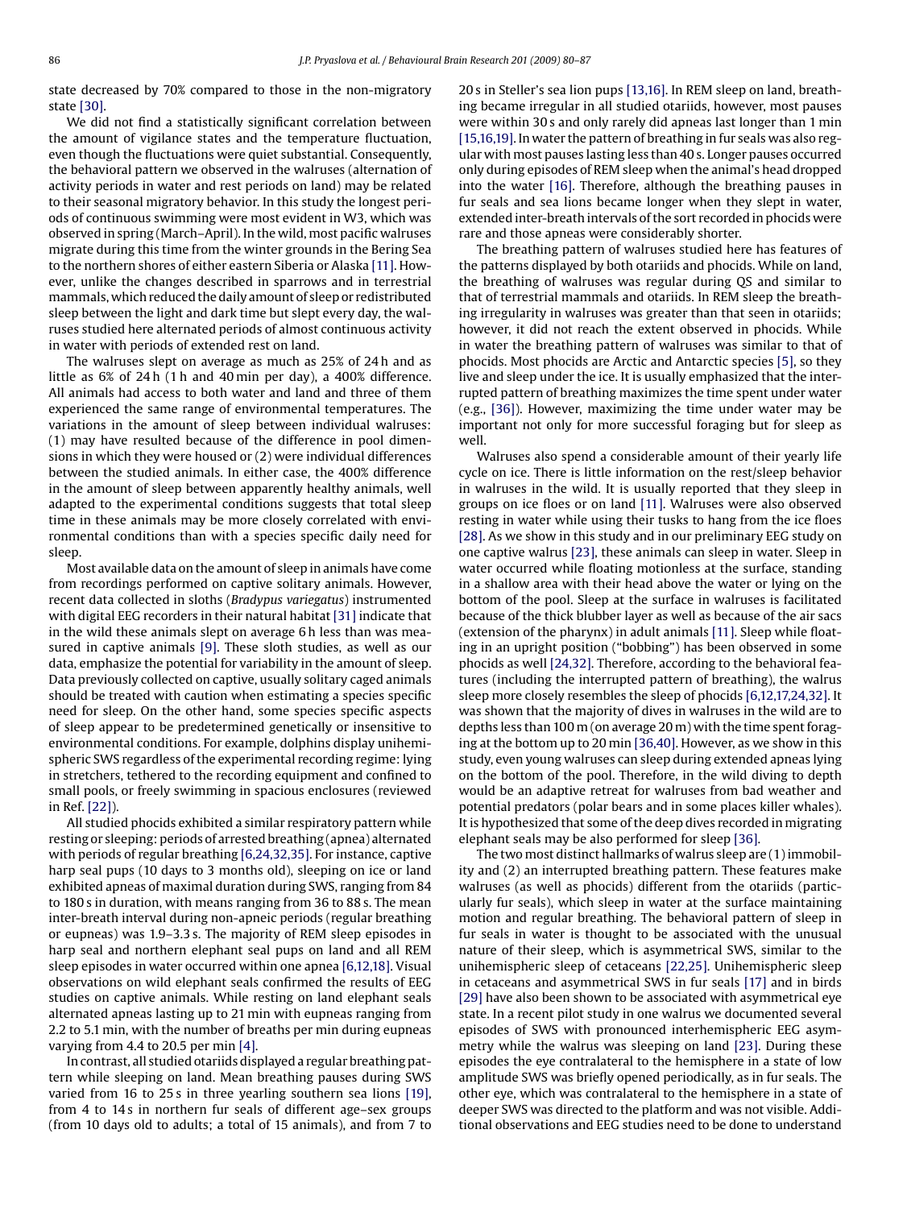state decreased by 70% compared to those in the non-migratory state [30].

We did not find a statistically significant correlation between the amount of vigilance states and the temperature fluctuation, even though the fluctuations were quiet substantial. Consequently, the behavioral pattern we observed in the walruses (alternation of activity periods in water and rest periods on land) may be related to their seasonal migratory behavior. In this study the longest periods of continuous swimming were most evident in W3, which was observed in spring (March–April). In the wild, most pacific walruses migrate during this time from the winter grounds in the Bering Sea to the northern shores of either eastern Siberia or Alaska [11]. However, unlike the changes described in sparrows and in terrestrial mammals, which reduced the daily amount of sleep or redistributed sleep between the light and dark time but slept every day, the walruses studied here alternated periods of almost continuous activity in water with periods of extended rest on land.

The walruses slept on average as much as 25% of 24 h and as little as 6% of 24 h (1 h and 40 min per day), a 400% difference. All animals had access to both water and land and three of them experienced the same range of environmental temperatures. The variations in the amount of sleep between individual walruses: (1) may have resulted because of the difference in pool dimensions in which they were housed or (2) were individual differences between the studied animals. In either case, the 400% difference in the amount of sleep between apparently healthy animals, well adapted to the experimental conditions suggests that total sleep time in these animals may be more closely correlated with environmental conditions than with a species specific daily need for sleep.

Most available data on the amount of sleep in animals have come from recordings performed on captive solitary animals. However, recent data collected in sloths (*Bradypus variegatus*) instrumented with digital EEG recorders in their natural habitat [31] indicate that in the wild these animals slept on average 6 h less than was measured in captive animals [9]. These sloth studies, as well as our data, emphasize the potential for variability in the amount of sleep. Data previously collected on captive, usually solitary caged animals should be treated with caution when estimating a species specific need for sleep. On the other hand, some species specific aspects of sleep appear to be predetermined genetically or insensitive to environmental conditions. For example, dolphins display unihemispheric SWS regardless of the experimental recording regime: lying in stretchers, tethered to the recording equipment and confined to small pools, or freely swimming in spacious enclosures (reviewed in Ref. [22]).

All studied phocids exhibited a similar respiratory pattern while resting or sleeping: periods of arrested breathing (apnea) alternated with periods of regular breathing [6,24,32,35]. For instance, captive harp seal pups (10 days to 3 months old), sleeping on ice or land exhibited apneas of maximal duration during SWS, ranging from 84 to 180 s in duration, with means ranging from 36 to 88 s. The mean inter-breath interval during non-apneic periods (regular breathing or eupneas) was 1.9–3.3 s. The majority of REM sleep episodes in harp seal and northern elephant seal pups on land and all REM sleep episodes in water occurred within one apnea [6,12,18]. Visual observations on wild elephant seals confirmed the results of EEG studies on captive animals. While resting on land elephant seals alternated apneas lasting up to 21 min with eupneas ranging from 2.2 to 5.1 min, with the number of breaths per min during eupneas varying from 4.4 to 20.5 per min [4].

In contrast, all studied otariids displayed a regular breathing pattern while sleeping on land. Mean breathing pauses during SWS varied from 16 to 25 s in three yearling southern sea lions [19], from 4 to 14 s in northern fur seals of different age–sex groups (from 10 days old to adults; a total of 15 animals), and from 7 to 20 s in Steller's sea lion pups [13,16]. In REM sleep on land, breathing became irregular in all studied otariids, however, most pauses were within 30 s and only rarely did apneas last longer than 1 min [15,16,19]. In water the pattern of breathing in fur seals was also regular with most pauses lasting less than 40 s. Longer pauses occurred only during episodes of REM sleep when the animal's head dropped into the water [16]. Therefore, although the breathing pauses in fur seals and sea lions became longer when they slept in water, extended inter-breath intervals of the sort recorded in phocids were rare and those apneas were considerably shorter.

The breathing pattern of walruses studied here has features of the patterns displayed by both otariids and phocids. While on land, the breathing of walruses was regular during QS and similar to that of terrestrial mammals and otariids. In REM sleep the breathing irregularity in walruses was greater than that seen in otariids; however, it did not reach the extent observed in phocids. While in water the breathing pattern of walruses was similar to that of phocids. Most phocids are Arctic and Antarctic species [5], so they live and sleep under the ice. It is usually emphasized that the interrupted pattern of breathing maximizes the time spent under water (e.g., [36]). However, maximizing the time under water may be important not only for more successful foraging but for sleep as well.

Walruses also spend a considerable amount of their yearly life cycle on ice. There is little information on the rest/sleep behavior in walruses in the wild. It is usually reported that they sleep in groups on ice floes or on land [11]. Walruses were also observed resting in water while using their tusks to hang from the ice floes [28]. As we show in this study and in our preliminary EEG study on one captive walrus [23], these animals can sleep in water. Sleep in water occurred while floating motionless at the surface, standing in a shallow area with their head above the water or lying on the bottom of the pool. Sleep at the surface in walruses is facilitated because of the thick blubber layer as well as because of the air sacs (extension of the pharynx) in adult animals [11]. Sleep while floating in an upright position ("bobbing") has been observed in some phocids as well [24,32]. Therefore, according to the behavioral features (including the interrupted pattern of breathing), the walrus sleep more closely resembles the sleep of phocids [6,12,17,24,32]. It was shown that the majority of dives in walruses in the wild are to depths less than 100 m (on average 20 m) with the time spent foraging at the bottom up to 20 min [36,40]. However, as we show in this study, even young walruses can sleep during extended apneas lying on the bottom of the pool. Therefore, in the wild diving to depth would be an adaptive retreat for walruses from bad weather and potential predators (polar bears and in some places killer whales). It is hypothesized that some of the deep dives recorded in migrating elephant seals may be also performed for sleep [36].

The two most distinct hallmarks of walrus sleep are (1) immobility and (2) an interrupted breathing pattern. These features make walruses (as well as phocids) different from the otariids (particularly fur seals), which sleep in water at the surface maintaining motion and regular breathing. The behavioral pattern of sleep in fur seals in water is thought to be associated with the unusual nature of their sleep, which is asymmetrical SWS, similar to the unihemispheric sleep of cetaceans [22,25]. Unihemispheric sleep in cetaceans and asymmetrical SWS in fur seals [17] and in birds [29] have also been shown to be associated with asymmetrical eye state. In a recent pilot study in one walrus we documented several episodes of SWS with pronounced interhemispheric EEG asymmetry while the walrus was sleeping on land [23]. During these episodes the eye contralateral to the hemisphere in a state of low amplitude SWS was briefly opened periodically, as in fur seals. The other eye, which was contralateral to the hemisphere in a state of deeper SWS was directed to the platform and was not visible. Additional observations and EEG studies need to be done to understand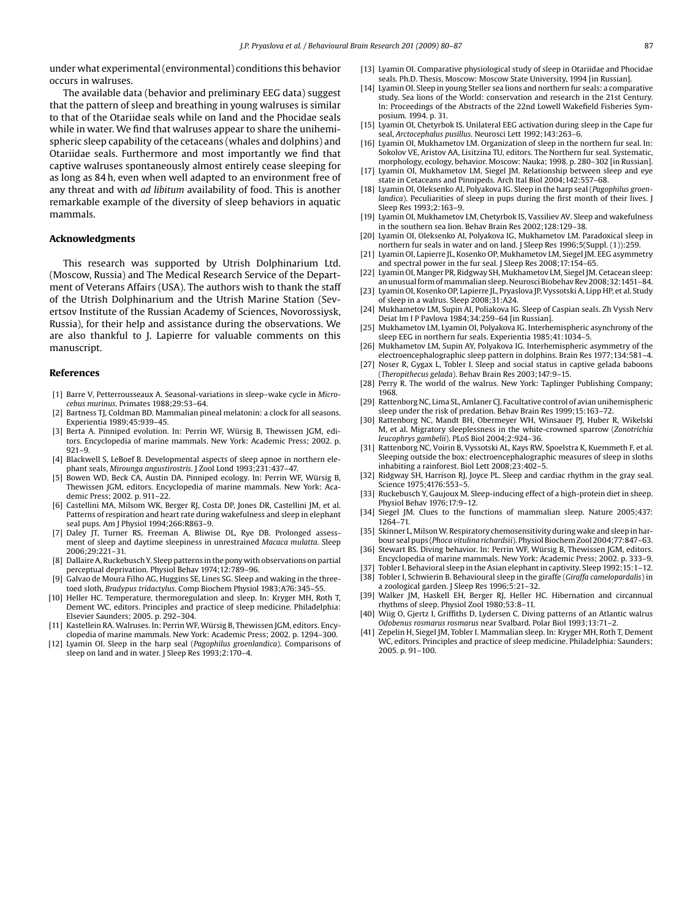under what experimental (environmental) conditions this behavior occurs in walruses.

The available data (behavior and preliminary EEG data) suggest that the pattern of sleep and breathing in young walruses is similar to that of the Otariidae seals while on land and the Phocidae seals while in water. We find that walruses appear to share the unihemispheric sleep capability of the cetaceans (whales and dolphins) and Otariidae seals. Furthermore and most importantly we find that captive walruses spontaneously almost entirely cease sleeping for as long as 84 h, even when well adapted to an environment free of any threat and with *ad libitum* availability of food. This is another remarkable example of the diversity of sleep behaviors in aquatic mammals.

## Acknowledgments

This research was supported by Utrish Dolphinarium Ltd. (Moscow, Russia) and The Medical Research Service of the Department of Veterans Affairs (USA). The authors wish to thank the staff of the Utrish Dolphinarium and the Utrish Marine Station (Severtsov Institute of the Russian Academy of Sciences, Novorossiysk, Russia), for their help and assistance during the observations. We are also thankful to J. Lapierre for valuable comments on this manuscript.

## References

[1] Barre V, Petterrousseaux A. Seasonal-variations in sleep–wake cycle in *Microcebus murinus*. Primates 1988;29:53–64.
[2] Bartness TJ, Coldman BD. Mammalian pineal melatonin: a clock for all seasons. Experientia 1989;45:939–45.
[3] Berta A. Pinniped evolution. In: Perrin WF, Würsig B, Thewissen JGM, editors. Encyclopedia of marine mammals. New York: Academic Press; 2002. p. 921–9.
[4] Blackwell S, LeBoef B. Developmental aspects of sleep apnoe in northern elephant seals, *Mirounga angustirostris*. J Zool Lond 1993;231:437–47.
[5] Bowen WD, Beck CA, Austin DA. Pinniped ecology. In: Perrin WF, Würsig B, Thewissen JGM, editors. Encyclopedia of marine mammals. New York: Academic Press; 2002. p. 911–22.
[6] Castellini MA, Milsom WK, Berger RJ, Costa DP, Jones DR, Castellini JM, et al. Patterns of respiration and heart rate during wakefulness and sleep in elephant seal pups. Am J Physiol 1994;266:R863–9.
[7] Daley JT, Turner RS, Freeman A, Bliwise DL, Rye DB. Prolonged assessment of sleep and daytime sleepiness in unrestrained *Macaca mulatta*. Sleep 2006;29:221–31.
[8] Dallaire A, Ruckebusch Y. Sleep patterns in the pony with observations on partial perceptual deprivation. Physiol Behav 1974;12:789–96.
[9] Galvao de Moura Filho AG, Huggins SE, Lines SG. Sleep and waking in the three-toed sloth, *Bradypus tridactylus*. Comp Biochem Physiol 1983;A76:345–55.
[10] Heller HC. Temperature, thermoregulation and sleep. In: Kryger MH, Roth T, Dement WC, editors. Principles and practice of sleep medicine. Philadelphia: Elsevier Saunders; 2005. p. 292–304.
[11] Kastellein RA. Walruses. In: Perrin WF, Würsig B, Thewissen JGM, editors. Encyclopedia of marine mammals. New York: Academic Press; 2002. p. 1294–300.
[12] Lyamin OI. Sleep in the harp seal (*Pagophilus groenlandica*). Comparisons of sleep on land and in water. J Sleep Res 1993;2:170–4.
[13] Lyamin OI. Comparative physiological study of sleep in Otariidae and Phocidae seals. Ph.D. Thesis, Moscow: Moscow State University, 1994 [in Russian].
[14] Lyamin OI. Sleep in young Steller sea lions and northern fur seals: a comparative study. Sea lions of the World: conservation and research in the 21st Century. In: Proceedings of the Abstracts of the 22nd Lowell Wakefield Fisheries Symposium. 1994. p. 31.
[15] Lyamin OI, Chetyrbok IS. Unilateral EEG activation during sleep in the Cape fur seal, *Arctocephalus pusillus*. Neurosci Lett 1992;143:263–6.
[16] Lyamin OI, Mukhametov LM. Organization of sleep in the northern fur seal. In: Sokolov VE, Aristov AA, Lisitzina TU, editors. The Northern fur seal. Systematic, morphology, ecology, behavior. Moscow: Nauka; 1998. p. 280–302 [in Russian].
[17] Lyamin OI, Mukhametov LM, Siegel JM. Relationship between sleep and eye state in Cetaceans and Pinnipeds. Arch Ital Biol 2004;142:557–68.
[18] Lyamin OI, Oleksenko AI, Polyakova IG. Sleep in the harp seal (*Pagophilus groenlandica*). Peculiarities of sleep in pups during the first month of their lives. J Sleep Res 1993;2:163–9.
[19] Lyamin OI, Mukhametov LM, Chetyrbok IS, Vassiliev AV. Sleep and wakefulness in the southern sea lion. Behav Brain Res 2002;128:129–38.
[20] Lyamin OI, Oleksenko AI, Polyakova IG, Mukhametov LM. Paradoxical sleep in northern fur seals in water and on land. J Sleep Res 1996;5(Suppl. (1)):259.
[21] Lyamin OI, Lapierre JL, Kosenko OP, Mukhametov LM, Siegel JM. EEG asymmetry and spectral power in the fur seal. J Sleep Res 2008;17:154–65.
[22] Lyamin OI, Manger PR, Ridgway SH, Mukhametov LM, Siegel JM. Cetacean sleep: an unusual form of mammalian sleep. Neurosci Biobehav Rev 2008;32:1451–84.
[23] Lyamin OI, Kosenko OP, Lapierre JL, Pryaslova JP, Vyssotski A, Lipp HP, et al. Study of sleep in a walrus. Sleep 2008;31:A24.
[24] Mukhametov LM, Supin AI, Poliakova IG. Sleep of Caspian seals. Zh Vyssh Nerv Deiat Im I P Pavlova 1984;34:259–64 [in Russian].
[25] Mukhametov LM, Lyamin OI, Polyakova IG. Interhemispheric asynchrony of the sleep EEG in northern fur seals. Experientia 1985;41:1034–5.
[26] Mukhametov LM, Supin AY, Polyakova IG. Interhemispheric asymmetry of the electroencephalographic sleep pattern in dolphins. Brain Res 1977;134:581–4.
[27] Noser R, Gygax L, Tobler I. Sleep and social status in captive gelada baboons (*Theropithecus gelada*). Behav Brain Res 2003;147:9–15.
[28] Perry R. The world of the walrus. New York: Taplinger Publishing Company; 1968.
[29] Rattenborg NC, Lima SL, Amlaner CJ. Facultative control of avian unihemispheric sleep under the risk of predation. Behav Brain Res 1999;15:163–72.
[30] Rattenborg NC, Mandt BH, Obermeyer WH, Winsauer PJ, Huber R, Wikelski M, et al. Migratory sleeplessness in the white-crowned sparrow (*Zonotrichia leucophrys gambelii*). PLoS Biol 2004;2:924–36.
[31] Rattenborg NC, Voirin B, Vyssotski AL, Kays RW, Spoelstra K, Kuemmeth F, et al. Sleeping outside the box: electroencephalographic measures of sleep in sloths inhabiting a rainforest. Biol Lett 2008;23:402–5.
[32] Ridgway SH, Harrison RJ, Joyce PL. Sleep and cardiac rhythm in the gray seal. Science 1975;4176:553–5.
[33] Ruckebusch Y, Gaujoux M. Sleep-inducing effect of a high-protein diet in sheep. Physiol Behav 1976;17:9–12.
[34] Siegel JM. Clues to the functions of mammalian sleep. Nature 2005;437: 1264–71.
[35] Skinner L, Milson W. Respiratory chemosensitivity during wake and sleep in harbour seal pups (*Phoca vitulina richardsii*). Physiol Biochem Zool 2004;77:847–63.
[36] Stewart BS. Diving behavior. In: Perrin WF, Würsig B, Thewissen JGM, editors. Encyclopedia of marine mammals. New York: Academic Press; 2002. p. 333–9.
[37] Tobler I. Behavioral sleep in the Asian elephant in captivity. Sleep 1992;15:1–12.
[38] Tobler I, Schwierin B. Behavioural sleep in the giraffe (*Giraffa camelopardalis*) in a zoological garden. J Sleep Res 1996;5:21–32.
[39] Walker JM, Haskell EH, Berger RJ, Heller HC. Hibernation and circannual rhythms of sleep. Physiol Zool 1980;53:8–11.
[40] Wiig O, Gjertz I, Griffiths D, Lydersen C. Diving patterns of an Atlantic walrus *Odobenus rosmarus rosmarus* near Svalbard. Polar Biol 1993;13:71–2.
[41] Zepelin H, Siegel JM, Tobler I. Mammalian sleep. In: Kryger MH, Roth T, Dement WC, editors. Principles and practice of sleep medicine. Philadelphia: Saunders; 2005. p. 91–100.